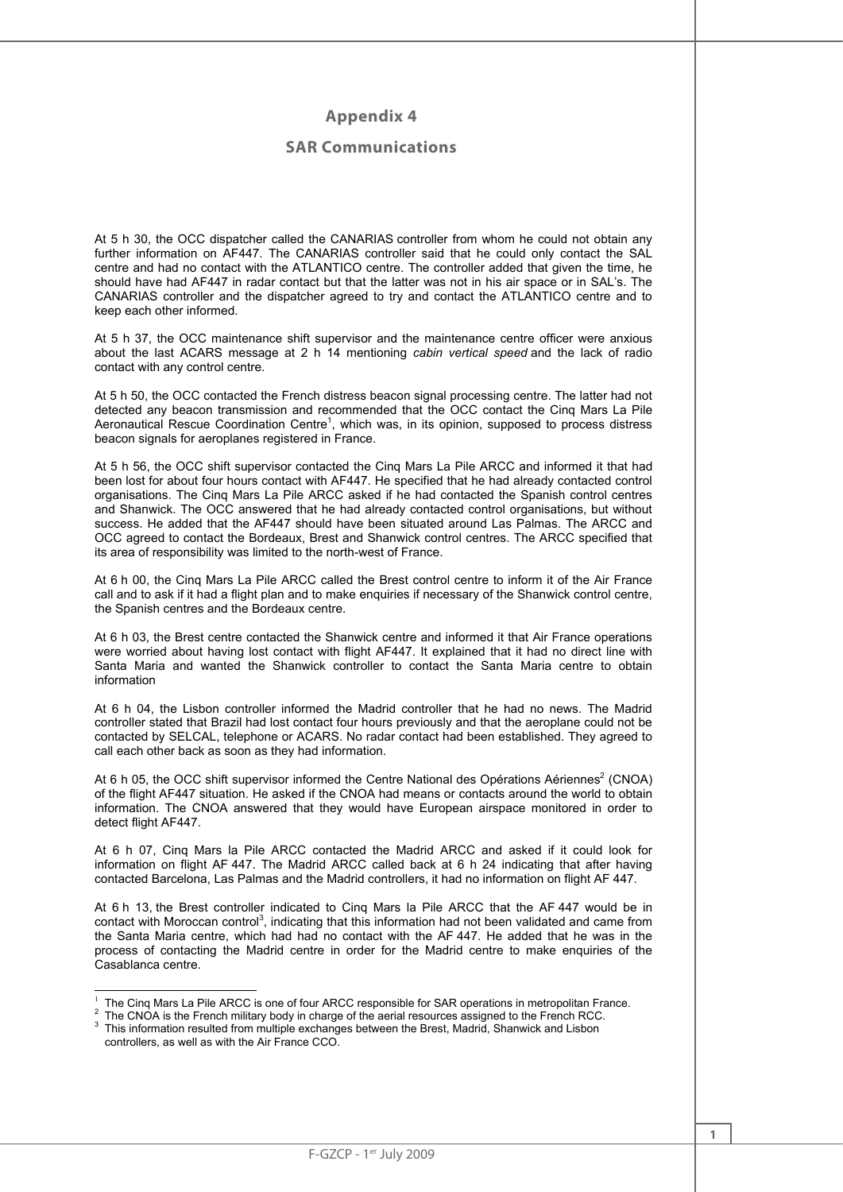# Appendix 4

## SAR Communications

At 5 h 30, the OCC dispatcher called the CANARIAS controller from whom he could not obtain any further information on AF447. The CANARIAS controller said that he could only contact the SAL centre and had no contact with the ATLANTICO centre. The controller added that given the time, he should have had AF447 in radar contact but that the latter was not in his air space or in SAL's. The CANARIAS controller and the dispatcher agreed to try and contact the ATLANTICO centre and to keep each other informed.

At 5 h 37, the OCC maintenance shift supervisor and the maintenance centre officer were anxious about the last ACARS message at 2 h 14 mentioning *cabin vertical speed* and the lack of radio contact with any control centre.

At 5 h 50, the OCC contacted the French distress beacon signal processing centre. The latter had not detected any beacon transmission and recommended that the OCC contact the Cinq Mars La Pile Aeronautical Rescue Coordination Centre[1], which was, in its opinion, supposed to process distress beacon signals for aeroplanes registered in France.

At 5 h 56, the OCC shift supervisor contacted the Cinq Mars La Pile ARCC and informed it that had been lost for about four hours contact with AF447. He specified that he had already contacted control organisations. The Cinq Mars La Pile ARCC asked if he had contacted the Spanish control centres and Shanwick. The OCC answered that he had already contacted control organisations, but without success. He added that the AF447 should have been situated around Las Palmas. The ARCC and OCC agreed to contact the Bordeaux, Brest and Shanwick control centres. The ARCC specified that its area of responsibility was limited to the north-west of France.

At 6 h 00, the Cinq Mars La Pile ARCC called the Brest control centre to inform it of the Air France call and to ask if it had a flight plan and to make enquiries if necessary of the Shanwick control centre, the Spanish centres and the Bordeaux centre.

At 6 h 03, the Brest centre contacted the Shanwick centre and informed it that Air France operations were worried about having lost contact with flight AF447. It explained that it had no direct line with Santa Maria and wanted the Shanwick controller to contact the Santa Maria centre to obtain information

At 6 h 04, the Lisbon controller informed the Madrid controller that he had no news. The Madrid controller stated that Brazil had lost contact four hours previously and that the aeroplane could not be contacted by SELCAL, telephone or ACARS. No radar contact had been established. They agreed to call each other back as soon as they had information.

At 6 h 05, the OCC shift supervisor informed the Centre National des Opérations Aériennes[2] (CNOA) of the flight AF447 situation. He asked if the CNOA had means or contacts around the world to obtain information. The CNOA answered that they would have European airspace monitored in order to detect flight AF447.

At 6 h 07, Cinq Mars la Pile ARCC contacted the Madrid ARCC and asked if it could look for information on flight AF 447. The Madrid ARCC called back at 6 h 24 indicating that after having contacted Barcelona, Las Palmas and the Madrid controllers, it had no information on flight AF 447.

At 6 h 13, the Brest controller indicated to Cinq Mars la Pile ARCC that the AF 447 would be in contact with Moroccan control[3], indicating that this information had not been validated and came from the Santa Maria centre, which had had no contact with the AF 447. He added that he was in the process of contacting the Madrid centre in order for the Madrid centre to make enquiries of the Casablanca centre.

[1] The Cinq Mars La Pile ARCC is one of four ARCC responsible for SAR operations in metropolitan France.
[2] The CNOA is the French military body in charge of the aerial resources assigned to the French RCC.
[3] This information resulted from multiple exchanges between the Brest, Madrid, Shanwick and Lisbon controllers, as well as with the Air France CCO.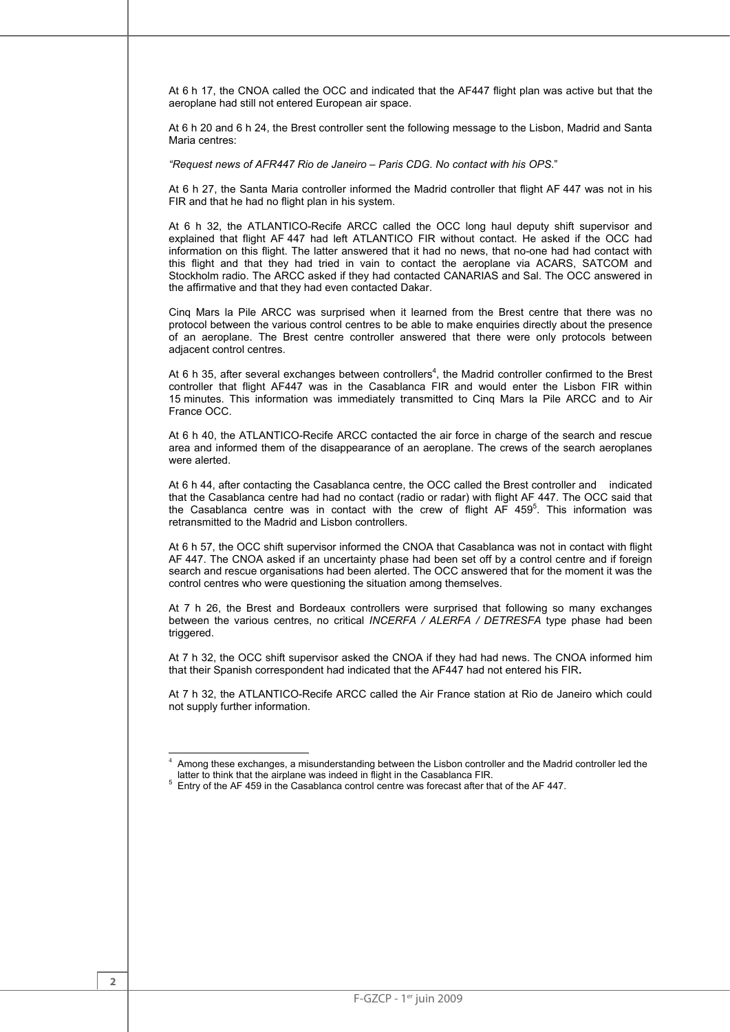At 6 h 17, the CNOA called the OCC and indicated that the AF447 flight plan was active but that the aeroplane had still not entered European air space.

At 6 h 20 and 6 h 24, the Brest controller sent the following message to the Lisbon, Madrid and Santa Maria centres:

*“Request news of AFR447 Rio de Janeiro – Paris CDG. No contact with his OPS.*”

At 6 h 27, the Santa Maria controller informed the Madrid controller that flight AF 447 was not in his FIR and that he had no flight plan in his system.

At 6 h 32, the ATLANTICO-Recife ARCC called the OCC long haul deputy shift supervisor and explained that flight AF 447 had left ATLANTICO FIR without contact. He asked if the OCC had information on this flight. The latter answered that it had no news, that no-one had had contact with this flight and that they had tried in vain to contact the aeroplane via ACARS, SATCOM and Stockholm radio. The ARCC asked if they had contacted CANARIAS and Sal. The OCC answered in the affirmative and that they had even contacted Dakar.

Cinq Mars la Pile ARCC was surprised when it learned from the Brest centre that there was no protocol between the various control centres to be able to make enquiries directly about the presence of an aeroplane. The Brest centre controller answered that there were only protocols between adjacent control centres.

At 6 h 35, after several exchanges between controllers[4], the Madrid controller confirmed to the Brest controller that flight AF447 was in the Casablanca FIR and would enter the Lisbon FIR within 15 minutes. This information was immediately transmitted to Cinq Mars la Pile ARCC and to Air France OCC.

At 6 h 40, the ATLANTICO-Recife ARCC contacted the air force in charge of the search and rescue area and informed them of the disappearance of an aeroplane. The crews of the search aeroplanes were alerted.

At 6 h 44, after contacting the Casablanca centre, the OCC called the Brest controller and indicated that the Casablanca centre had had no contact (radio or radar) with flight AF 447. The OCC said that the Casablanca centre was in contact with the crew of flight AF 459[5]. This information was retransmitted to the Madrid and Lisbon controllers.

At 6 h 57, the OCC shift supervisor informed the CNOA that Casablanca was not in contact with flight AF 447. The CNOA asked if an uncertainty phase had been set off by a control centre and if foreign search and rescue organisations had been alerted. The OCC answered that for the moment it was the control centres who were questioning the situation among themselves.

At 7 h 26, the Brest and Bordeaux controllers were surprised that following so many exchanges between the various centres, no critical *INCERFA / ALERFA / DETRESFA* type phase had been triggered.

At 7 h 32, the OCC shift supervisor asked the CNOA if they had had news. The CNOA informed him that their Spanish correspondent had indicated that the AF447 had not entered his FIR**.**

At 7 h 32, the ATLANTICO-Recife ARCC called the Air France station at Rio de Janeiro which could not supply further information.

---

[4] Among these exchanges, a misunderstanding between the Lisbon controller and the Madrid controller led the latter to think that the airplane was indeed in flight in the Casablanca FIR.

[5] Entry of the AF 459 in the Casablanca control centre was forecast after that of the AF 447.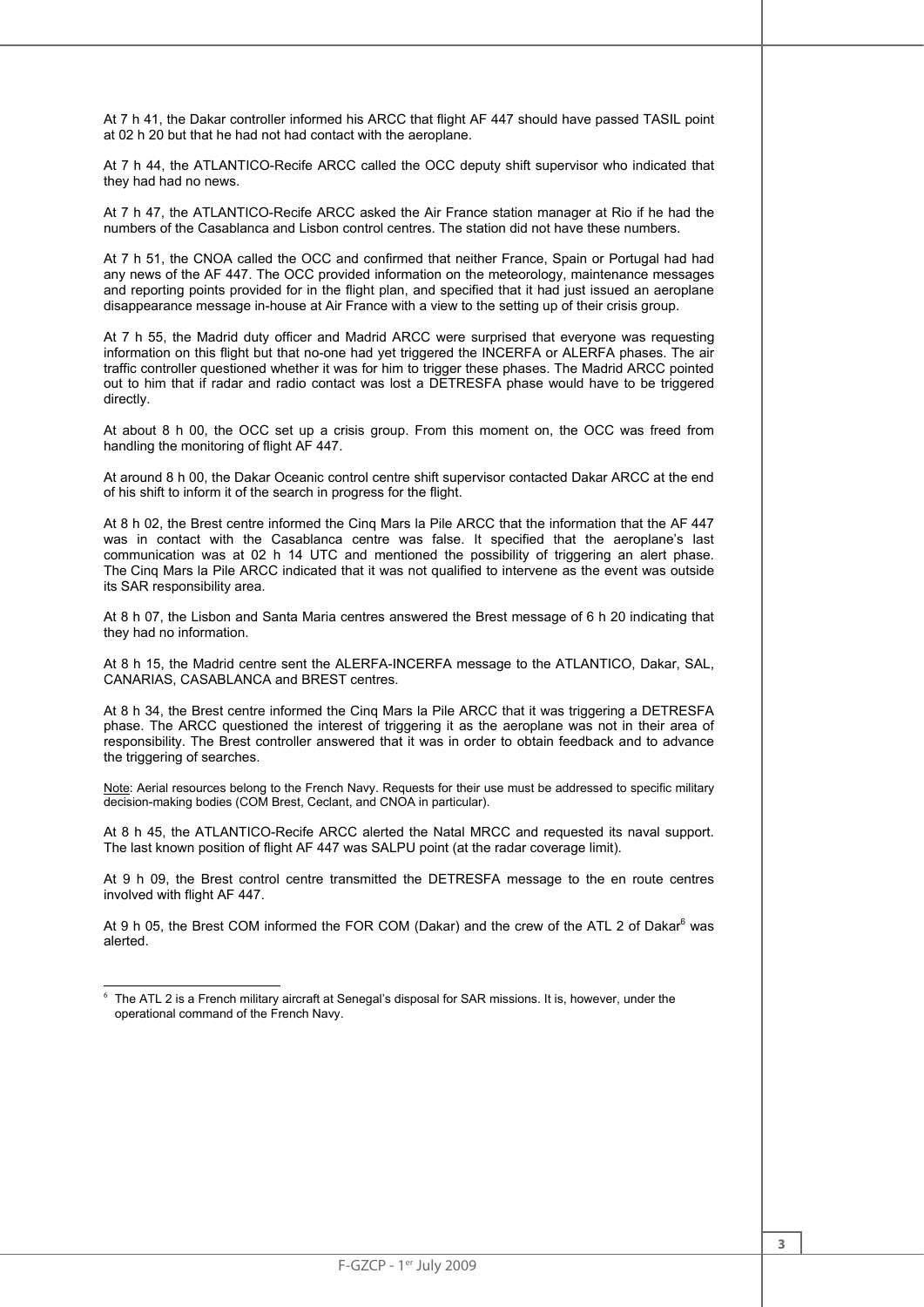At 7 h 41, the Dakar controller informed his ARCC that flight AF 447 should have passed TASIL point at 02 h 20 but that he had not had contact with the aeroplane.

At 7 h 44, the ATLANTICO-Recife ARCC called the OCC deputy shift supervisor who indicated that they had had no news.

At 7 h 47, the ATLANTICO-Recife ARCC asked the Air France station manager at Rio if he had the numbers of the Casablanca and Lisbon control centres. The station did not have these numbers.

At 7 h 51, the CNOA called the OCC and confirmed that neither France, Spain or Portugal had had any news of the AF 447. The OCC provided information on the meteorology, maintenance messages and reporting points provided for in the flight plan, and specified that it had just issued an aeroplane disappearance message in-house at Air France with a view to the setting up of their crisis group.

At 7 h 55, the Madrid duty officer and Madrid ARCC were surprised that everyone was requesting information on this flight but that no-one had yet triggered the INCERFA or ALERFA phases. The air traffic controller questioned whether it was for him to trigger these phases. The Madrid ARCC pointed out to him that if radar and radio contact was lost a DETRESFA phase would have to be triggered directly.

At about 8 h 00, the OCC set up a crisis group. From this moment on, the OCC was freed from handling the monitoring of flight AF 447.

At around 8 h 00, the Dakar Oceanic control centre shift supervisor contacted Dakar ARCC at the end of his shift to inform it of the search in progress for the flight.

At 8 h 02, the Brest centre informed the Cinq Mars la Pile ARCC that the information that the AF 447 was in contact with the Casablanca centre was false. It specified that the aeroplane's last communication was at 02 h 14 UTC and mentioned the possibility of triggering an alert phase. The Cinq Mars la Pile ARCC indicated that it was not qualified to intervene as the event was outside its SAR responsibility area.

At 8 h 07, the Lisbon and Santa Maria centres answered the Brest message of 6 h 20 indicating that they had no information.

At 8 h 15, the Madrid centre sent the ALERFA-INCERFA message to the ATLANTICO, Dakar, SAL, CANARIAS, CASABLANCA and BREST centres.

At 8 h 34, the Brest centre informed the Cinq Mars la Pile ARCC that it was triggering a DETRESFA phase. The ARCC questioned the interest of triggering it as the aeroplane was not in their area of responsibility. The Brest controller answered that it was in order to obtain feedback and to advance the triggering of searches.

Note: Aerial resources belong to the French Navy. Requests for their use must be addressed to specific military decision-making bodies (COM Brest, Ceclant, and CNOA in particular).

At 8 h 45, the ATLANTICO-Recife ARCC alerted the Natal MRCC and requested its naval support. The last known position of flight AF 447 was SALPU point (at the radar coverage limit).

At 9 h 09, the Brest control centre transmitted the DETRESFA message to the en route centres involved with flight AF 447.

At 9 h 05, the Brest COM informed the FOR COM (Dakar) and the crew of the ATL 2 of Dakar[6] was alerted.

---

[6] The ATL 2 is a French military aircraft at Senegal's disposal for SAR missions. It is, however, under the operational command of the French Navy.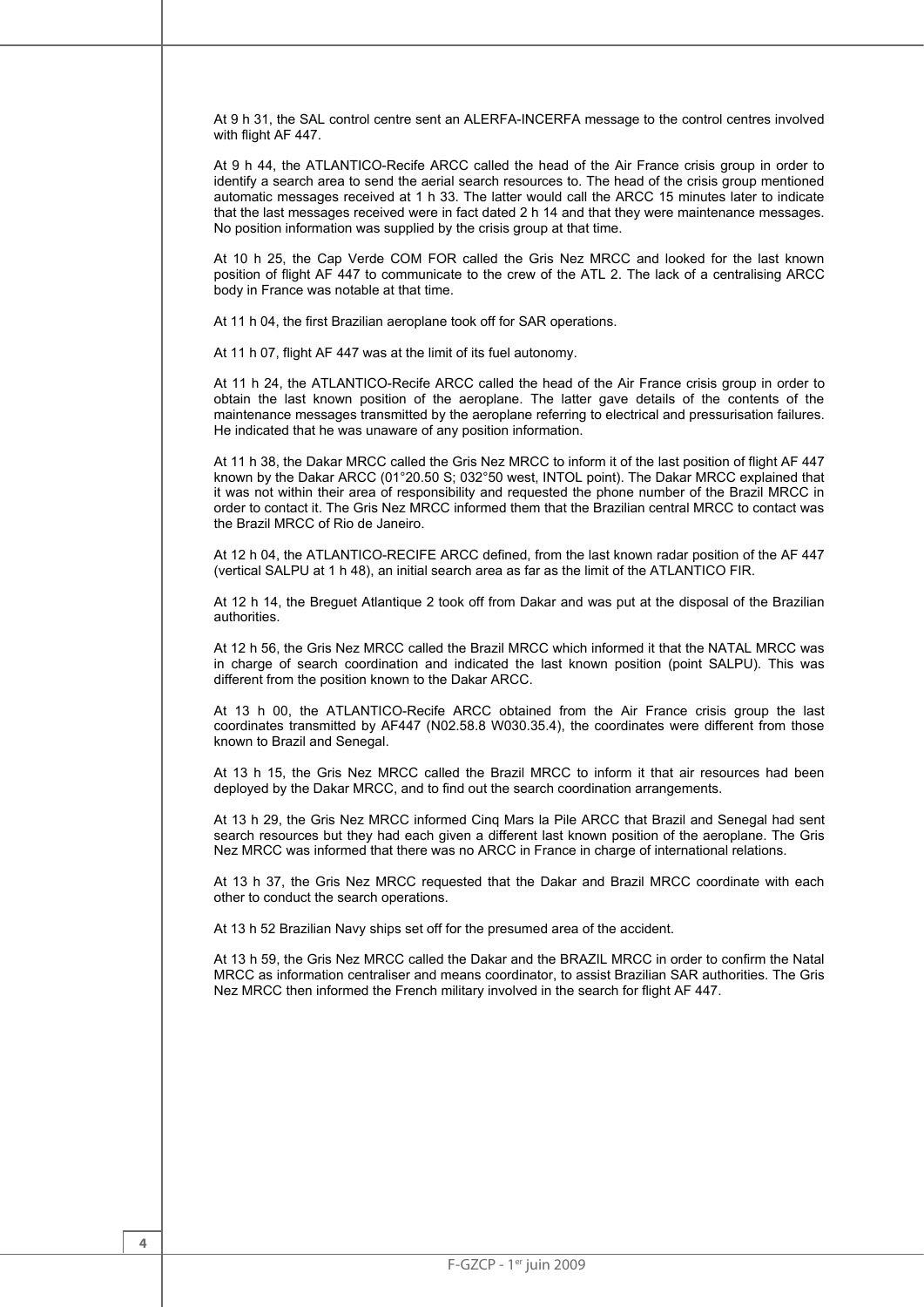At 9 h 31, the SAL control centre sent an ALERFA-INCERFA message to the control centres involved with flight AF 447.

At 9 h 44, the ATLANTICO-Recife ARCC called the head of the Air France crisis group in order to identify a search area to send the aerial search resources to. The head of the crisis group mentioned automatic messages received at 1 h 33. The latter would call the ARCC 15 minutes later to indicate that the last messages received were in fact dated 2 h 14 and that they were maintenance messages. No position information was supplied by the crisis group at that time.

At 10 h 25, the Cap Verde COM FOR called the Gris Nez MRCC and looked for the last known position of flight AF 447 to communicate to the crew of the ATL 2. The lack of a centralising ARCC body in France was notable at that time.

At 11 h 04, the first Brazilian aeroplane took off for SAR operations.

At 11 h 07, flight AF 447 was at the limit of its fuel autonomy.

At 11 h 24, the ATLANTICO-Recife ARCC called the head of the Air France crisis group in order to obtain the last known position of the aeroplane. The latter gave details of the contents of the maintenance messages transmitted by the aeroplane referring to electrical and pressurisation failures. He indicated that he was unaware of any position information.

At 11 h 38, the Dakar MRCC called the Gris Nez MRCC to inform it of the last position of flight AF 447 known by the Dakar ARCC (01°20.50 S; 032°50 west, INTOL point). The Dakar MRCC explained that it was not within their area of responsibility and requested the phone number of the Brazil MRCC in order to contact it. The Gris Nez MRCC informed them that the Brazilian central MRCC to contact was the Brazil MRCC of Rio de Janeiro.

At 12 h 04, the ATLANTICO-RECIFE ARCC defined, from the last known radar position of the AF 447 (vertical SALPU at 1 h 48), an initial search area as far as the limit of the ATLANTICO FIR.

At 12 h 14, the Breguet Atlantique 2 took off from Dakar and was put at the disposal of the Brazilian authorities.

At 12 h 56, the Gris Nez MRCC called the Brazil MRCC which informed it that the NATAL MRCC was in charge of search coordination and indicated the last known position (point SALPU). This was different from the position known to the Dakar ARCC.

At 13 h 00, the ATLANTICO-Recife ARCC obtained from the Air France crisis group the last coordinates transmitted by AF447 (N02.58.8 W030.35.4), the coordinates were different from those known to Brazil and Senegal.

At 13 h 15, the Gris Nez MRCC called the Brazil MRCC to inform it that air resources had been deployed by the Dakar MRCC, and to find out the search coordination arrangements.

At 13 h 29, the Gris Nez MRCC informed Cinq Mars la Pile ARCC that Brazil and Senegal had sent search resources but they had each given a different last known position of the aeroplane. The Gris Nez MRCC was informed that there was no ARCC in France in charge of international relations.

At 13 h 37, the Gris Nez MRCC requested that the Dakar and Brazil MRCC coordinate with each other to conduct the search operations.

At 13 h 52 Brazilian Navy ships set off for the presumed area of the accident.

At 13 h 59, the Gris Nez MRCC called the Dakar and the BRAZIL MRCC in order to confirm the Natal MRCC as information centraliser and means coordinator, to assist Brazilian SAR authorities. The Gris Nez MRCC then informed the French military involved in the search for flight AF 447.